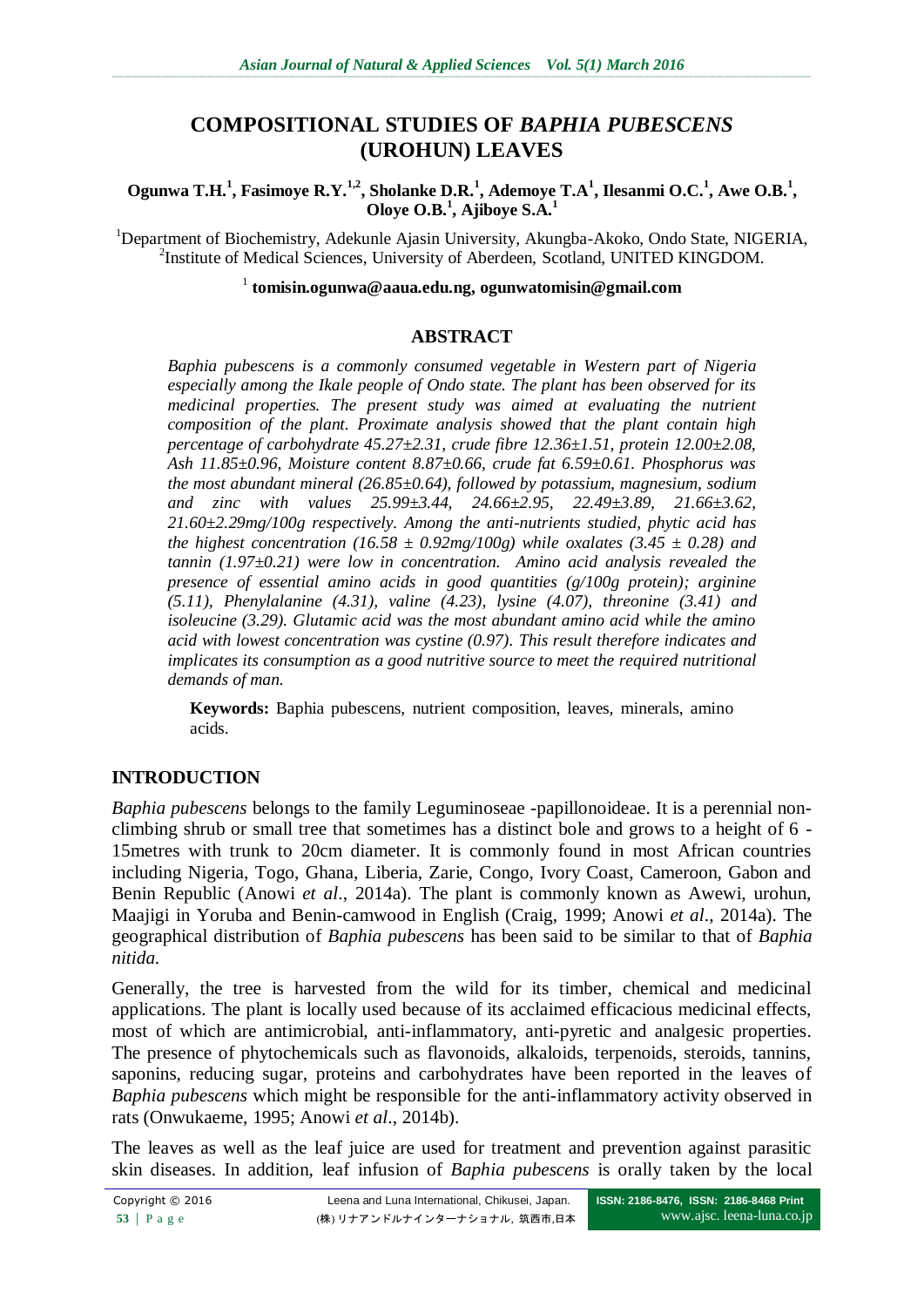# COMPOSITIONAL STUDIES OF *BAPHIA PUBESCENS* (UROHUN) LEAVES

**Ogunwa T.H.[1], Fasimoye R.Y.[1,2], Sholanke D.R.[1], Ademoye T.A[1], Ilesanmi O.C.[1], Awe O.B.[1], Oloye O.B.[1], Ajiboye S.A.[1]**

[1]Department of Biochemistry, Adekunle Ajasin University, Akungba-Akoko, Ondo State, NIGERIA,
[2]Institute of Medical Sciences, University of Aberdeen, Scotland, UNITED KINGDOM.

[1] **tomisin.ogunwa@aaua.edu.ng, ogunwatomisin@gmail.com**

## ABSTRACT

*Baphia pubescens is a commonly consumed vegetable in Western part of Nigeria especially among the Ikale people of Ondo state. The plant has been observed for its medicinal properties. The present study was aimed at evaluating the nutrient composition of the plant. Proximate analysis showed that the plant contain high percentage of carbohydrate 45.27±2.31, crude fibre 12.36±1.51, protein 12.00±2.08, Ash 11.85±0.96, Moisture content 8.87±0.66, crude fat 6.59±0.61. Phosphorus was the most abundant mineral (26.85±0.64), followed by potassium, magnesium, sodium and zinc with values 25.99±3.44, 24.66±2.95, 22.49±3.89, 21.66±3.62, 21.60±2.29mg/100g respectively. Among the anti-nutrients studied, phytic acid has the highest concentration (16.58 ± 0.92mg/100g) while oxalates (3.45 ± 0.28) and tannin (1.97±0.21) were low in concentration. Amino acid analysis revealed the presence of essential amino acids in good quantities (g/100g protein); arginine (5.11), Phenylalanine (4.31), valine (4.23), lysine (4.07), threonine (3.41) and isoleucine (3.29). Glutamic acid was the most abundant amino acid while the amino acid with lowest concentration was cystine (0.97). This result therefore indicates and implicates its consumption as a good nutritive source to meet the required nutritional demands of man.*

**Keywords:** Baphia pubescens, nutrient composition, leaves, minerals, amino acids.

## INTRODUCTION

*Baphia pubescens* belongs to the family Leguminoseae -papillonoideae. It is a perennial non-climbing shrub or small tree that sometimes has a distinct bole and grows to a height of 6 - 15metres with trunk to 20cm diameter. It is commonly found in most African countries including Nigeria, Togo, Ghana, Liberia, Zarie, Congo, Ivory Coast, Cameroon, Gabon and Benin Republic (Anowi *et al*., 2014a). The plant is commonly known as Awewi, urohun, Maajigi in Yoruba and Benin-camwood in English (Craig, 1999; Anowi *et al*., 2014a). The geographical distribution of *Baphia pubescens* has been said to be similar to that of *Baphia nitida.*

Generally, the tree is harvested from the wild for its timber, chemical and medicinal applications. The plant is locally used because of its acclaimed efficacious medicinal effects, most of which are antimicrobial, anti-inflammatory, anti-pyretic and analgesic properties. The presence of phytochemicals such as flavonoids, alkaloids, terpenoids, steroids, tannins, saponins, reducing sugar, proteins and carbohydrates have been reported in the leaves of *Baphia pubescens* which might be responsible for the anti-inflammatory activity observed in rats (Onwukaeme, 1995; Anowi *et al*., 2014b).

The leaves as well as the leaf juice are used for treatment and prevention against parasitic skin diseases. In addition, leaf infusion of *Baphia pubescens* is orally taken by the local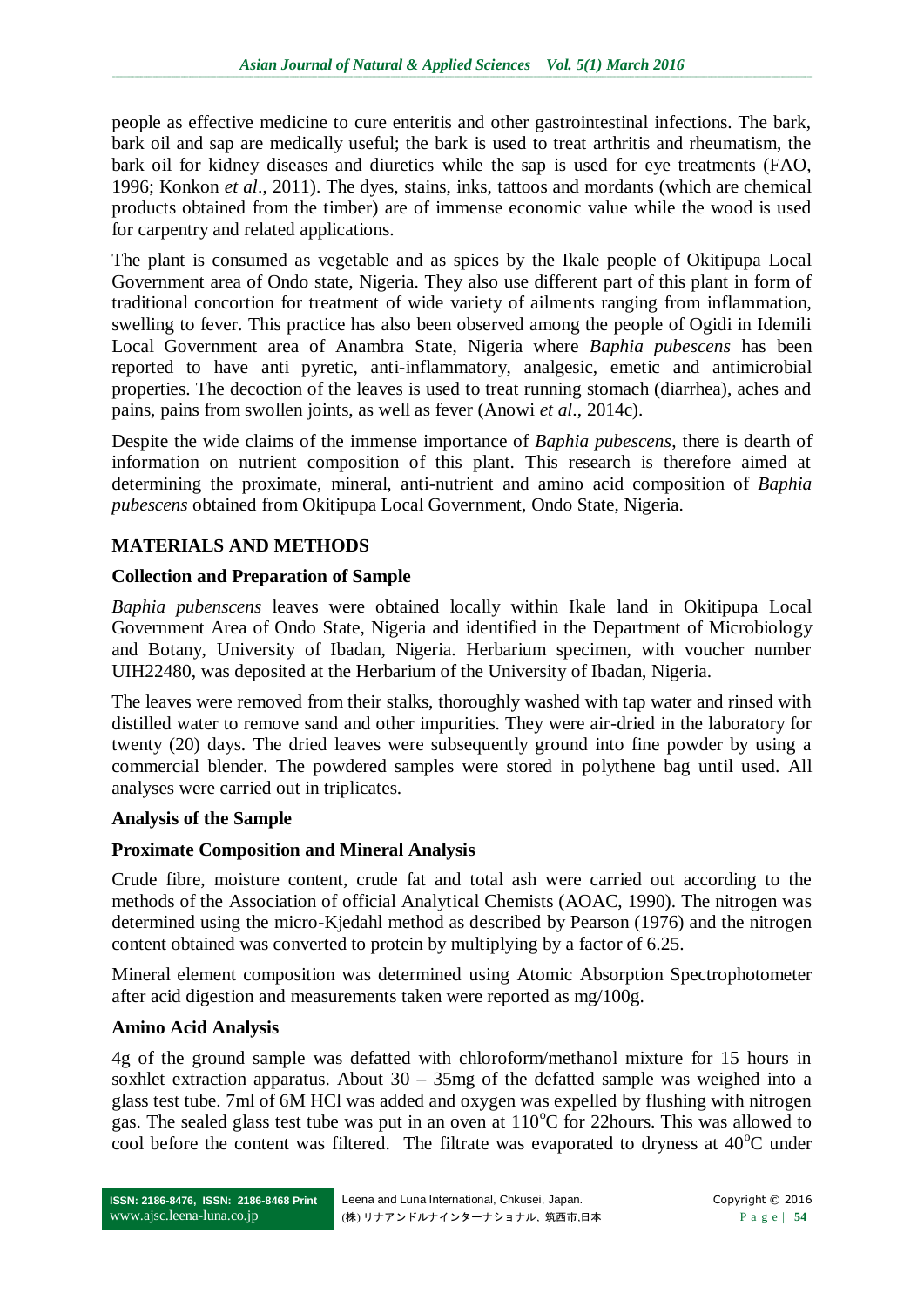people as effective medicine to cure enteritis and other gastrointestinal infections. The bark, bark oil and sap are medically useful; the bark is used to treat arthritis and rheumatism, the bark oil for kidney diseases and diuretics while the sap is used for eye treatments (FAO, 1996; Konkon *et al*., 2011). The dyes, stains, inks, tattoos and mordants (which are chemical products obtained from the timber) are of immense economic value while the wood is used for carpentry and related applications.

The plant is consumed as vegetable and as spices by the Ikale people of Okitipupa Local Government area of Ondo state, Nigeria. They also use different part of this plant in form of traditional concortion for treatment of wide variety of ailments ranging from inflammation, swelling to fever. This practice has also been observed among the people of Ogidi in Idemili Local Government area of Anambra State, Nigeria where *Baphia pubescens* has been reported to have anti pyretic, anti-inflammatory, analgesic, emetic and antimicrobial properties. The decoction of the leaves is used to treat running stomach (diarrhea), aches and pains, pains from swollen joints, as well as fever (Anowi *et al*., 2014c).

Despite the wide claims of the immense importance of *Baphia pubescens*, there is dearth of information on nutrient composition of this plant. This research is therefore aimed at determining the proximate, mineral, anti-nutrient and amino acid composition of *Baphia pubescens* obtained from Okitipupa Local Government, Ondo State, Nigeria.

## MATERIALS AND METHODS

### Collection and Preparation of Sample

*Baphia pubenscens* leaves were obtained locally within Ikale land in Okitipupa Local Government Area of Ondo State, Nigeria and identified in the Department of Microbiology and Botany, University of Ibadan, Nigeria. Herbarium specimen, with voucher number UIH22480, was deposited at the Herbarium of the University of Ibadan, Nigeria.

The leaves were removed from their stalks, thoroughly washed with tap water and rinsed with distilled water to remove sand and other impurities. They were air-dried in the laboratory for twenty (20) days. The dried leaves were subsequently ground into fine powder by using a commercial blender. The powdered samples were stored in polythene bag until used. All analyses were carried out in triplicates.

### Analysis of the Sample

### Proximate Composition and Mineral Analysis

Crude fibre, moisture content, crude fat and total ash were carried out according to the methods of the Association of official Analytical Chemists (AOAC, 1990). The nitrogen was determined using the micro-Kjedahl method as described by Pearson (1976) and the nitrogen content obtained was converted to protein by multiplying by a factor of 6.25.

Mineral element composition was determined using Atomic Absorption Spectrophotometer after acid digestion and measurements taken were reported as mg/100g.

### Amino Acid Analysis

4g of the ground sample was defatted with chloroform/methanol mixture for 15 hours in soxhlet extraction apparatus. About 30 – 35mg of the defatted sample was weighed into a glass test tube. 7ml of 6M HCl was added and oxygen was expelled by flushing with nitrogen gas. The sealed glass test tube was put in an oven at 110$^{o}$C for 22hours. This was allowed to cool before the content was filtered. The filtrate was evaporated to dryness at 40$^{o}$C under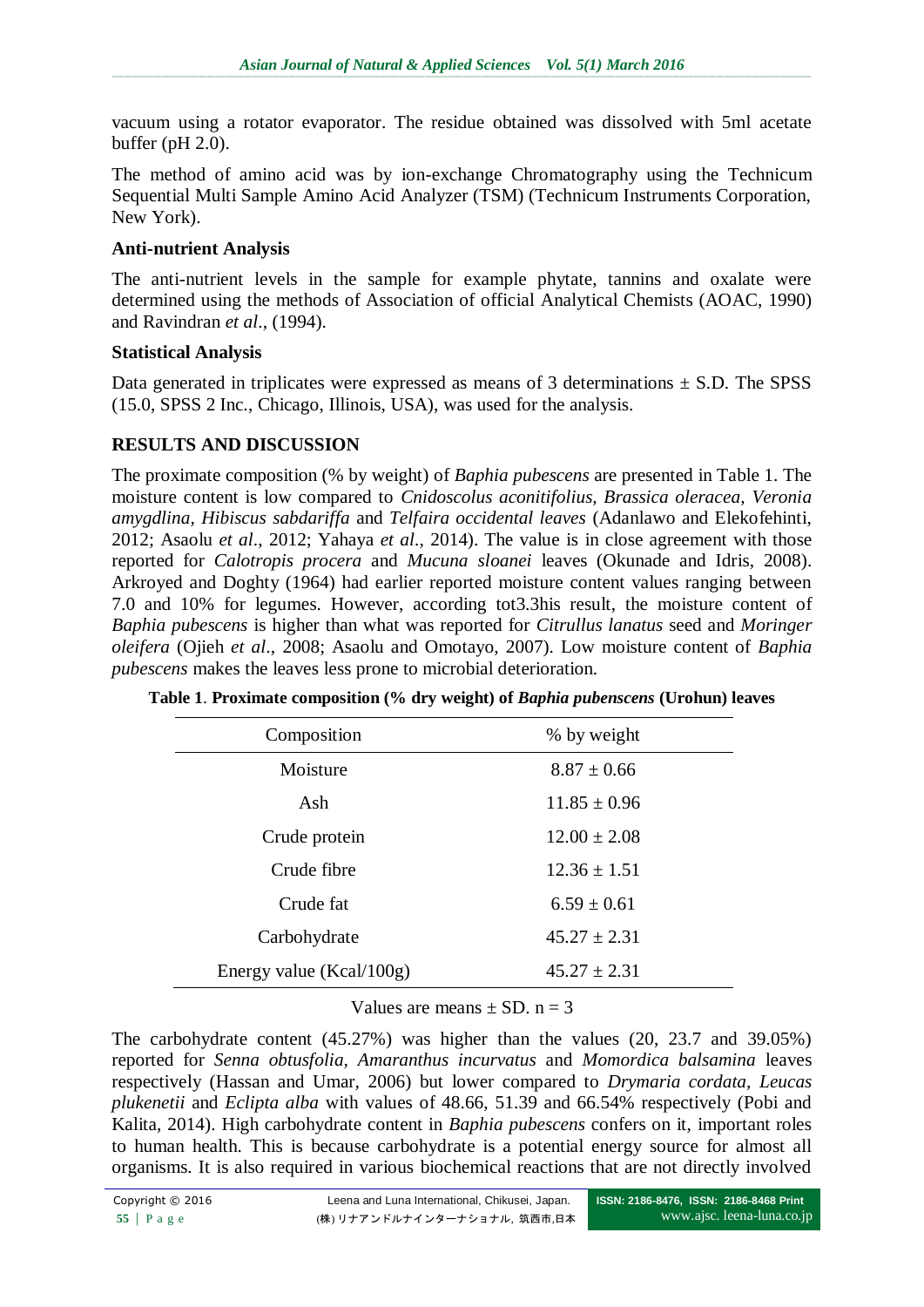vacuum using a rotator evaporator. The residue obtained was dissolved with 5ml acetate buffer (pH 2.0).

The method of amino acid was by ion-exchange Chromatography using the Technicum Sequential Multi Sample Amino Acid Analyzer (TSM) (Technicum Instruments Corporation, New York).

### Anti-nutrient Analysis

The anti-nutrient levels in the sample for example phytate, tannins and oxalate were determined using the methods of Association of official Analytical Chemists (AOAC, 1990) and Ravindran *et al*., (1994).

### Statistical Analysis

Data generated in triplicates were expressed as means of 3 determinations ± S.D. The SPSS (15.0, SPSS 2 Inc., Chicago, Illinois, USA), was used for the analysis.

## RESULTS AND DISCUSSION

The proximate composition (% by weight) of *Baphia pubescens* are presented in Table 1. The moisture content is low compared to *Cnidoscolus aconitifolius, Brassica oleracea, Veronia amygdlina, Hibiscus sabdariffa* and *Telfaira occidental leaves* (Adanlawo and Elekofehinti, 2012; Asaolu *et al*., 2012; Yahaya *et al*., 2014). The value is in close agreement with those reported for *Calotropis procera* and *Mucuna sloanei* leaves (Okunade and Idris, 2008). Arkroyed and Doghty (1964) had earlier reported moisture content values ranging between 7.0 and 10% for legumes. However, according tot3.3his result, the moisture content of *Baphia pubescens* is higher than what was reported for *Citrullus lanatus* seed and *Moringer oleifera* (Ojieh *et al*., 2008; Asaolu and Omotayo, 2007). Low moisture content of *Baphia pubescens* makes the leaves less prone to microbial deterioration.

**Table 1**. **Proximate composition (% dry weight) of *Baphia pubenscens* (Urohun) leaves**

| Composition | % by weight |
|---|---|
| Moisture | 8.87 ± 0.66 |
| Ash | 11.85 ± 0.96 |
| Crude protein | 12.00 ± 2.08 |
| Crude fibre | 12.36 ± 1.51 |
| Crude fat | 6.59 ± 0.61 |
| Carbohydrate | 45.27 ± 2.31 |
| Energy value (Kcal/100g) | 45.27 ± 2.31 |

Values are means ± SD. n = 3

The carbohydrate content (45.27%) was higher than the values (20, 23.7 and 39.05%) reported for *Senna obtusfolia, Amaranthus incurvatus* and *Momordica balsamina* leaves respectively (Hassan and Umar, 2006) but lower compared to *Drymaria cordata, Leucas plukenetii* and *Eclipta alba* with values of 48.66, 51.39 and 66.54% respectively (Pobi and Kalita, 2014). High carbohydrate content in *Baphia pubescens* confers on it, important roles to human health. This is because carbohydrate is a potential energy source for almost all organisms. It is also required in various biochemical reactions that are not directly involved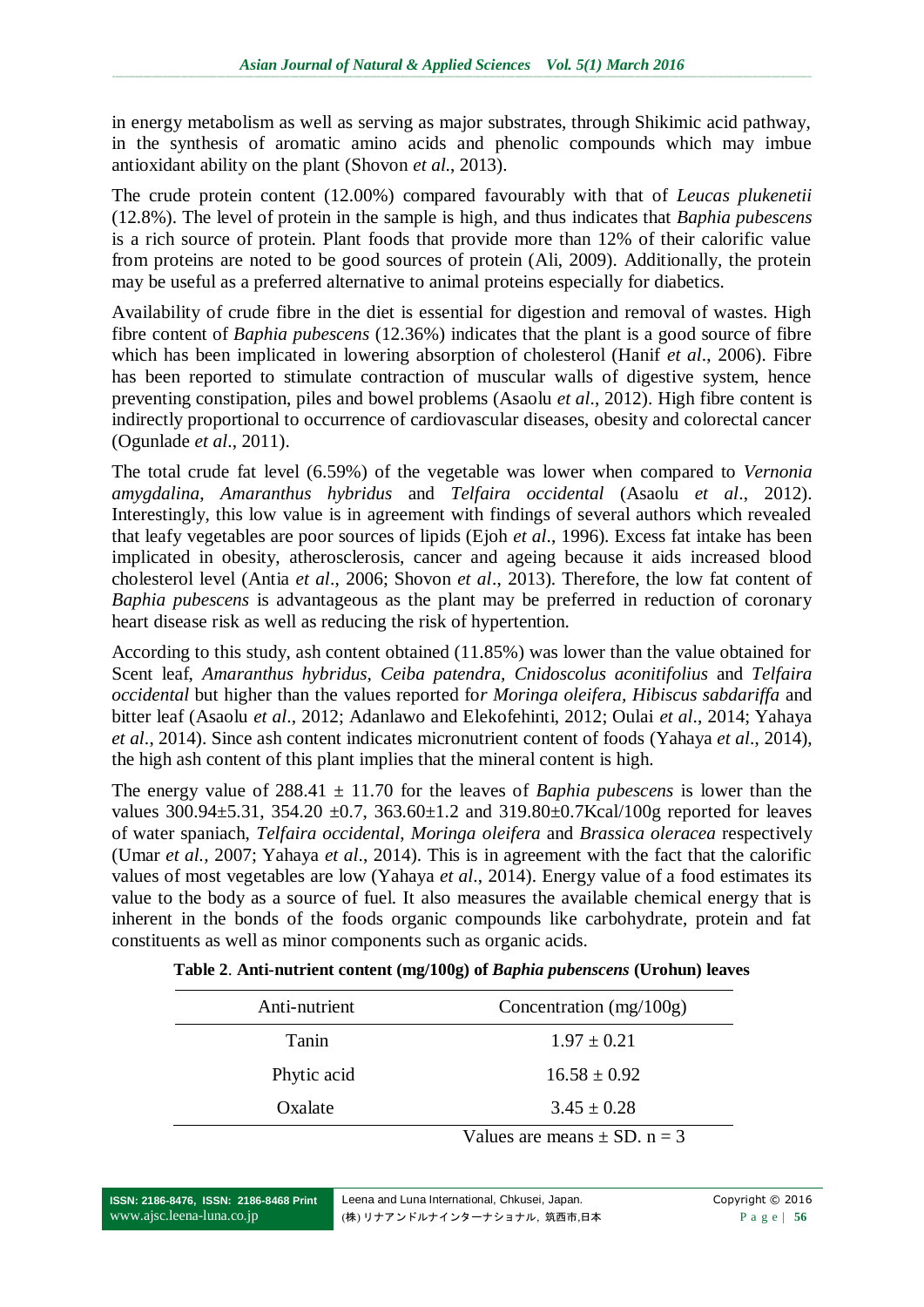in energy metabolism as well as serving as major substrates, through Shikimic acid pathway, in the synthesis of aromatic amino acids and phenolic compounds which may imbue antioxidant ability on the plant (Shovon *et al*., 2013).

The crude protein content (12.00%) compared favourably with that of *Leucas plukenetii* (12.8%). The level of protein in the sample is high, and thus indicates that *Baphia pubescens* is a rich source of protein. Plant foods that provide more than 12% of their calorific value from proteins are noted to be good sources of protein (Ali, 2009). Additionally, the protein may be useful as a preferred alternative to animal proteins especially for diabetics.

Availability of crude fibre in the diet is essential for digestion and removal of wastes. High fibre content of *Baphia pubescens* (12.36%) indicates that the plant is a good source of fibre which has been implicated in lowering absorption of cholesterol (Hanif *et al*., 2006). Fibre has been reported to stimulate contraction of muscular walls of digestive system, hence preventing constipation, piles and bowel problems (Asaolu *et al*., 2012). High fibre content is indirectly proportional to occurrence of cardiovascular diseases, obesity and colorectal cancer (Ogunlade *et al*., 2011).

The total crude fat level (6.59%) of the vegetable was lower when compared to *Vernonia amygdalina*, *Amaranthus hybridus* and *Telfaira occidental* (Asaolu *et al*., 2012). Interestingly, this low value is in agreement with findings of several authors which revealed that leafy vegetables are poor sources of lipids (Ejoh *et al*., 1996). Excess fat intake has been implicated in obesity, atherosclerosis, cancer and ageing because it aids increased blood cholesterol level (Antia *et al*., 2006; Shovon *et al*., 2013). Therefore, the low fat content of *Baphia pubescens* is advantageous as the plant may be preferred in reduction of coronary heart disease risk as well as reducing the risk of hypertention.

According to this study, ash content obtained (11.85%) was lower than the value obtained for Scent leaf, *Amaranthus hybridus, Ceiba patendra, Cnidoscolus aconitifolius* and *Telfaira occidental* but higher than the values reported fo*r Moringa oleifera, Hibiscus sabdariffa* and bitter leaf (Asaolu *et al*., 2012; Adanlawo and Elekofehinti, 2012; Oulai *et al*., 2014; Yahaya *et al*., 2014). Since ash content indicates micronutrient content of foods (Yahaya *et al*., 2014), the high ash content of this plant implies that the mineral content is high.

The energy value of 288.41 ± 11.70 for the leaves of *Baphia pubescens* is lower than the values 300.94±5.31, 354.20 ±0.7, 363.60±1.2 and 319.80±0.7Kcal/100g reported for leaves of water spaniach, *Telfaira occidental*, *Moringa oleifera* and *Brassica oleracea* respectively (Umar *et al.*, 2007; Yahaya *et al*., 2014). This is in agreement with the fact that the calorific values of most vegetables are low (Yahaya *et al*., 2014). Energy value of a food estimates its value to the body as a source of fuel. It also measures the available chemical energy that is inherent in the bonds of the foods organic compounds like carbohydrate, protein and fat constituents as well as minor components such as organic acids.

**Table 2**. **Anti-nutrient content (mg/100g) of *Baphia pubenscens* (Urohun) leaves**

| Anti-nutrient | Concentration (mg/100g) |
|---|---|
| Tanin | 1.97 ± 0.21 |
| Phytic acid | 16.58 ± 0.92 |
| Oxalate | 3.45 ± 0.28 |

Values are means ± SD. n = 3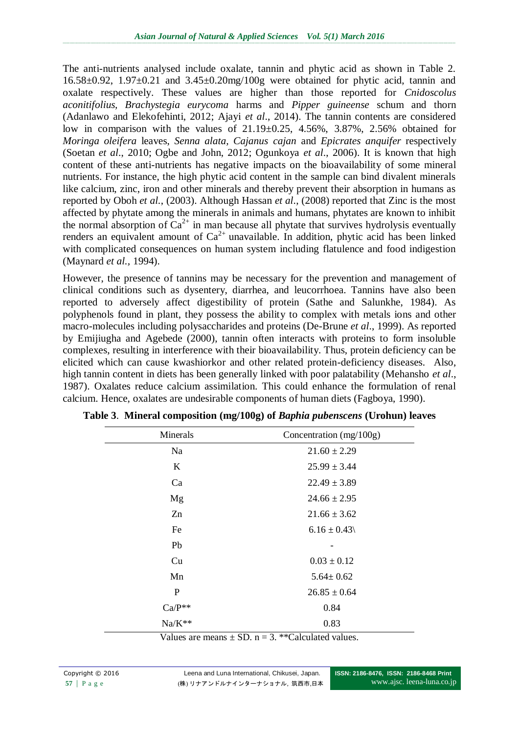The anti-nutrients analysed include oxalate, tannin and phytic acid as shown in Table 2. 16.58±0.92, 1.97±0.21 and 3.45±0.20mg/100g were obtained for phytic acid, tannin and oxalate respectively. These values are higher than those reported for *Cnidoscolus aconitifolius*, *Brachystegia eurycoma* harms and *Pipper guineense* schum and thorn (Adanlawo and Elekofehinti, 2012; Ajayi *et al*., 2014). The tannin contents are considered low in comparison with the values of 21.19±0.25, 4.56%, 3.87%, 2.56% obtained for *Moringa oleifera* leaves, *Senna alata*, *Cajanus cajan* and *Epicrates anquifer* respectively (Soetan *et al*., 2010; Ogbe and John, 2012; Ogunkoya *et al*., 2006). It is known that high content of these anti-nutrients has negative impacts on the bioavailability of some mineral nutrients. For instance, the high phytic acid content in the sample can bind divalent minerals like calcium, zinc, iron and other minerals and thereby prevent their absorption in humans as reported by Oboh *et al.*, (2003). Although Hassan *et al.*, (2008) reported that Zinc is the most affected by phytate among the minerals in animals and humans, phytates are known to inhibit the normal absorption of $Ca^{2+}$ in man because all phytate that survives hydrolysis eventually renders an equivalent amount of $Ca^{2+}$ unavailable. In addition, phytic acid has been linked with complicated consequences on human system including flatulence and food indigestion (Maynard *et al.*, 1994).

However, the presence of tannins may be necessary for the prevention and management of clinical conditions such as dysentery, diarrhea, and leucorrhoea. Tannins have also been reported to adversely affect digestibility of protein (Sathe and Salunkhe, 1984). As polyphenols found in plant, they possess the ability to complex with metals ions and other macro-molecules including polysaccharides and proteins (De-Brune *et al*., 1999). As reported by Emijiugha and Agebede (2000), tannin often interacts with proteins to form insoluble complexes, resulting in interference with their bioavailability. Thus, protein deficiency can be elicited which can cause kwashiorkor and other related protein-deficiency diseases. Also, high tannin content in diets has been generally linked with poor palatability (Mehansho *et al*., 1987). Oxalates reduce calcium assimilation. This could enhance the formulation of renal calcium. Hence, oxalates are undesirable components of human diets (Fagboya, 1990).

**Table 3**. **Mineral composition (mg/100g) of *Baphia pubenscens* (Urohun) leaves**

| Minerals | Concentration (mg/100g) |
|---|---|
| Na | 21.60 ± 2.29 |
| K | 25.99 ± 3.44 |
| Ca | 22.49 ± 3.89 |
| Mg | 24.66 ± 2.95 |
| Zn | 21.66 ± 3.62 |
| Fe | 6.16 ± 0.43\ |
| Pb | - |
| Cu | 0.03 ± 0.12 |
| Mn | 5.64± 0.62 |
| P | 26.85 ± 0.64 |
| Ca/P** | 0.84 |
| Na/K** | 0.83 |

Values are means ± SD. n = 3. **Calculated values.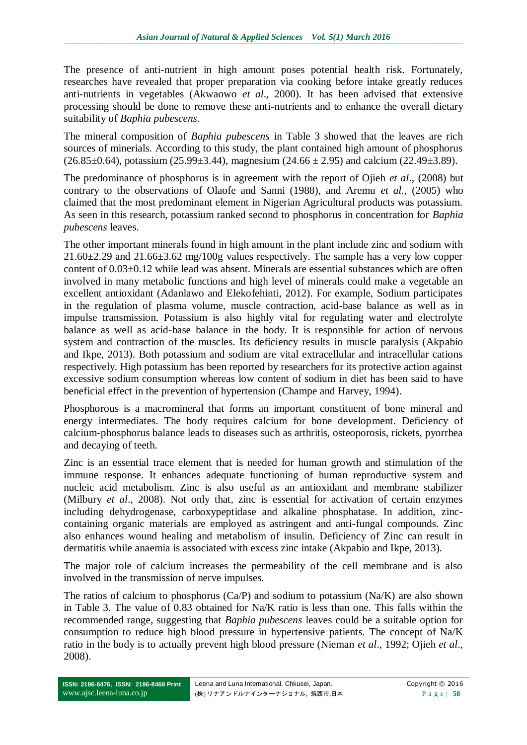The presence of anti-nutrient in high amount poses potential health risk. Fortunately, researches have revealed that proper preparation via cooking before intake greatly reduces anti-nutrients in vegetables (Akwaowo *et al*., 2000). It has been advised that extensive processing should be done to remove these anti-nutrients and to enhance the overall dietary suitability of *Baphia pubescens*.

The mineral composition of *Baphia pubescens* in Table 3 showed that the leaves are rich sources of minerals. According to this study, the plant contained high amount of phosphorus (26.85±0.64), potassium (25.99±3.44), magnesium (24.66 ± 2.95) and calcium (22.49±3.89).

The predominance of phosphorus is in agreement with the report of Ojieh *et al*., (2008) but contrary to the observations of Olaofe and Sanni (1988), and Aremu *et al*., (2005) who claimed that the most predominant element in Nigerian Agricultural products was potassium. As seen in this research, potassium ranked second to phosphorus in concentration for *Baphia pubescens* leaves.

The other important minerals found in high amount in the plant include zinc and sodium with 21.60±2.29 and 21.66±3.62 mg/100g values respectively. The sample has a very low copper content of 0.03±0.12 while lead was absent. Minerals are essential substances which are often involved in many metabolic functions and high level of minerals could make a vegetable an excellent antioxidant (Adanlawo and Elekofehinti, 2012). For example, Sodium participates in the regulation of plasma volume, muscle contraction, acid-base balance as well as in impulse transmission. Potassium is also highly vital for regulating water and electrolyte balance as well as acid-base balance in the body. It is responsible for action of nervous system and contraction of the muscles. Its deficiency results in muscle paralysis (Akpabio and Ikpe, 2013). Both potassium and sodium are vital extracellular and intracellular cations respectively. High potassium has been reported by researchers for its protective action against excessive sodium consumption whereas low content of sodium in diet has been said to have beneficial effect in the prevention of hypertension (Champe and Harvey, 1994).

Phosphorous is a macromineral that forms an important constituent of bone mineral and energy intermediates. The body requires calcium for bone development. Deficiency of calcium-phosphorus balance leads to diseases such as arthritis, osteoporosis, rickets, pyorrhea and decaying of teeth.

Zinc is an essential trace element that is needed for human growth and stimulation of the immune response. It enhances adequate functioning of human reproductive system and nucleic acid metabolism. Zinc is also useful as an antioxidant and membrane stabilizer (Milbury *et al*., 2008). Not only that, zinc is essential for activation of certain enzymes including dehydrogenase, carboxypeptidase and alkaline phosphatase. In addition, zinc-containing organic materials are employed as astringent and anti-fungal compounds. Zinc also enhances wound healing and metabolism of insulin. Deficiency of Zinc can result in dermatitis while anaemia is associated with excess zinc intake (Akpabio and Ikpe, 2013).

The major role of calcium increases the permeability of the cell membrane and is also involved in the transmission of nerve impulses.

The ratios of calcium to phosphorus (Ca/P) and sodium to potassium (Na/K) are also shown in Table 3. The value of 0.83 obtained for Na/K ratio is less than one. This falls within the recommended range, suggesting that *Baphia pubescens* leaves could be a suitable option for consumption to reduce high blood pressure in hypertensive patients. The concept of Na/K ratio in the body is to actually prevent high blood pressure (Nieman *et al*., 1992; Ojieh *et al*., 2008).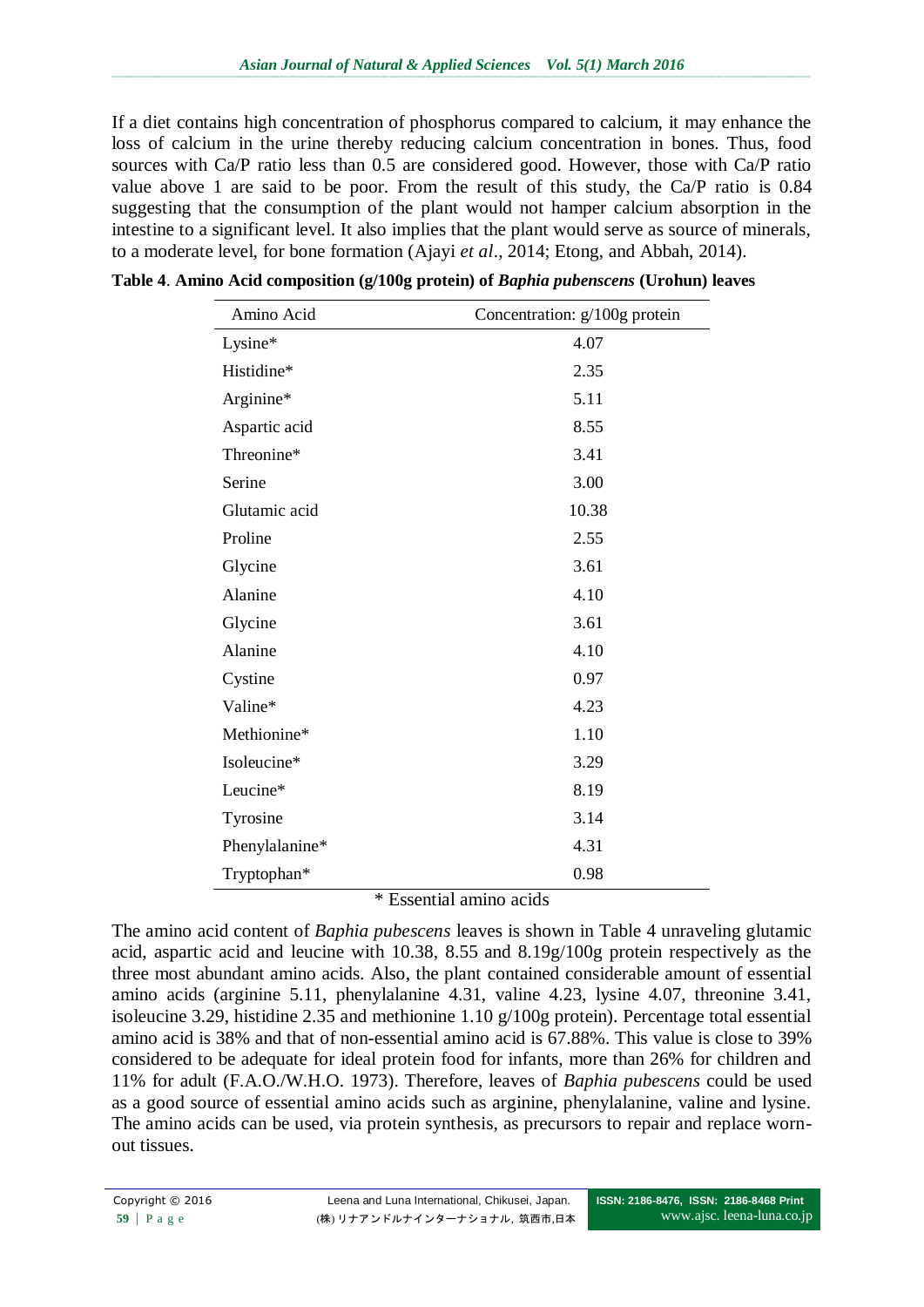If a diet contains high concentration of phosphorus compared to calcium, it may enhance the loss of calcium in the urine thereby reducing calcium concentration in bones. Thus, food sources with Ca/P ratio less than 0.5 are considered good. However, those with Ca/P ratio value above 1 are said to be poor. From the result of this study, the Ca/P ratio is 0.84 suggesting that the consumption of the plant would not hamper calcium absorption in the intestine to a significant level. It also implies that the plant would serve as source of minerals, to a moderate level, for bone formation (Ajayi *et al*., 2014; Etong, and Abbah, 2014).

**Table 4**. **Amino Acid composition (g/100g protein) of *Baphia pubenscens* (Urohun) leaves**

| Amino Acid | Concentration: g/100g protein |
|---|---|
| Lysine* | 4.07 |
| Histidine* | 2.35 |
| Arginine* | 5.11 |
| Aspartic acid | 8.55 |
| Threonine* | 3.41 |
| Serine | 3.00 |
| Glutamic acid | 10.38 |
| Proline | 2.55 |
| Glycine | 3.61 |
| Alanine | 4.10 |
| Glycine | 3.61 |
| Alanine | 4.10 |
| Cystine | 0.97 |
| Valine* | 4.23 |
| Methionine* | 1.10 |
| Isoleucine* | 3.29 |
| Leucine* | 8.19 |
| Tyrosine | 3.14 |
| Phenylalanine* | 4.31 |
| Tryptophan* | 0.98 |

\* Essential amino acids

The amino acid content of *Baphia pubescens* leaves is shown in Table 4 unraveling glutamic acid, aspartic acid and leucine with 10.38, 8.55 and 8.19g/100g protein respectively as the three most abundant amino acids. Also, the plant contained considerable amount of essential amino acids (arginine 5.11, phenylalanine 4.31, valine 4.23, lysine 4.07, threonine 3.41, isoleucine 3.29, histidine 2.35 and methionine 1.10 g/100g protein). Percentage total essential amino acid is 38% and that of non-essential amino acid is 67.88%. This value is close to 39% considered to be adequate for ideal protein food for infants, more than 26% for children and 11% for adult (F.A.O./W.H.O. 1973). Therefore, leaves of *Baphia pubescens* could be used as a good source of essential amino acids such as arginine, phenylalanine, valine and lysine. The amino acids can be used, via protein synthesis, as precursors to repair and replace worn-out tissues.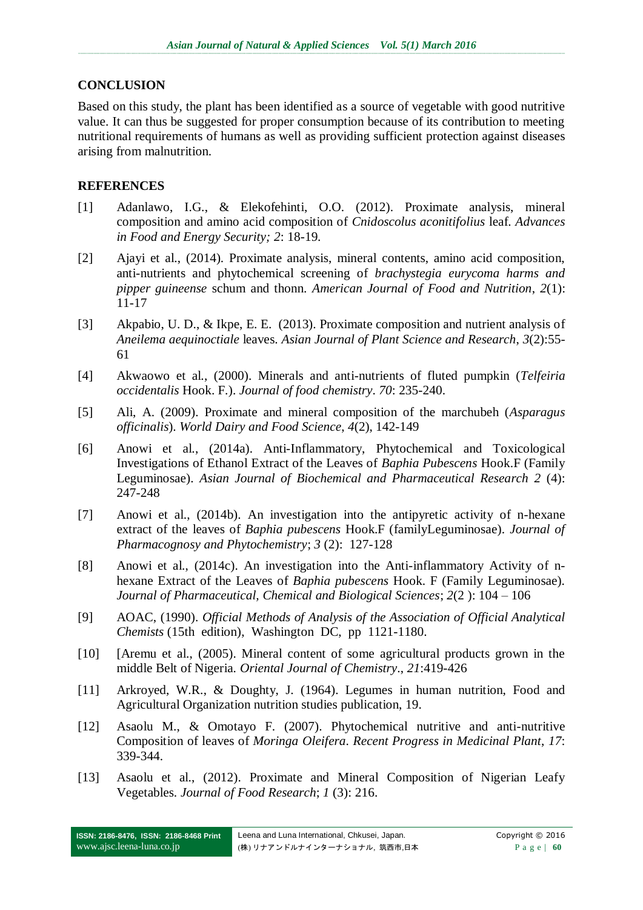## CONCLUSION

Based on this study, the plant has been identified as a source of vegetable with good nutritive value. It can thus be suggested for proper consumption because of its contribution to meeting nutritional requirements of humans as well as providing sufficient protection against diseases arising from malnutrition.

## REFERENCES

[1] Adanlawo, I.G., & Elekofehinti, O.O. (2012). Proximate analysis, mineral composition and amino acid composition of *Cnidoscolus aconitifolius* leaf. *Advances in Food and Energy Security; 2*: 18-19.

[2] Ajayi et al., (2014). Proximate analysis, mineral contents, amino acid composition, anti-nutrients and phytochemical screening of *brachystegia eurycoma harms and pipper guineense* schum and thonn. *American Journal of Food and Nutrition*, *2*(1): 11-17

[3] Akpabio, U. D., & Ikpe, E. E. (2013). Proximate composition and nutrient analysis of *Aneilema aequinoctiale* leaves. *Asian Journal of Plant Science and Research*, *3*(2):55-61

[4] Akwaowo et al., (2000). Minerals and anti-nutrients of fluted pumpkin (*Telfeiria occidentalis* Hook. F.). *Journal of food chemistry*. *70*: 235-240.

[5] Ali, A. (2009). Proximate and mineral composition of the marchubeh (*Asparagus officinalis*). *World Dairy and Food Science*, *4*(2), 142-149

[6] Anowi et al., (2014a). Anti-Inflammatory, Phytochemical and Toxicological Investigations of Ethanol Extract of the Leaves of *Baphia Pubescens* Hook.F (Family Leguminosae). *Asian Journal of Biochemical and Pharmaceutical Research 2* (4): 247-248

[7] Anowi et al., (2014b). An investigation into the antipyretic activity of n-hexane extract of the leaves of *Baphia pubescens* Hook.F (familyLeguminosae). *Journal of Pharmacognosy and Phytochemistry*; *3* (2): 127-128

[8] Anowi et al., (2014c). An investigation into the Anti-inflammatory Activity of n-hexane Extract of the Leaves of *Baphia pubescens* Hook. F (Family Leguminosae). *Journal of Pharmaceutical, Chemical and Biological Sciences*; *2*(2 ): 104 – 106

[9] AOAC, (1990). *Official Methods of Analysis of the Association of Official Analytical Chemists* (15th edition), Washington DC, pp 1121-1180.

[10] [Aremu et al., (2005). Mineral content of some agricultural products grown in the middle Belt of Nigeria. *Oriental Journal of Chemistry*., *21*:419-426

[11] Arkroyed, W.R., & Doughty, J. (1964). Legumes in human nutrition, Food and Agricultural Organization nutrition studies publication, 19.

[12] Asaolu M., & Omotayo F. (2007). Phytochemical nutritive and anti-nutritive Composition of leaves of *Moringa Oleifera*. *Recent Progress in Medicinal Plant*, *17*: 339-344.

[13] Asaolu et al., (2012). Proximate and Mineral Composition of Nigerian Leafy Vegetables. *Journal of Food Research*; *1* (3): 216.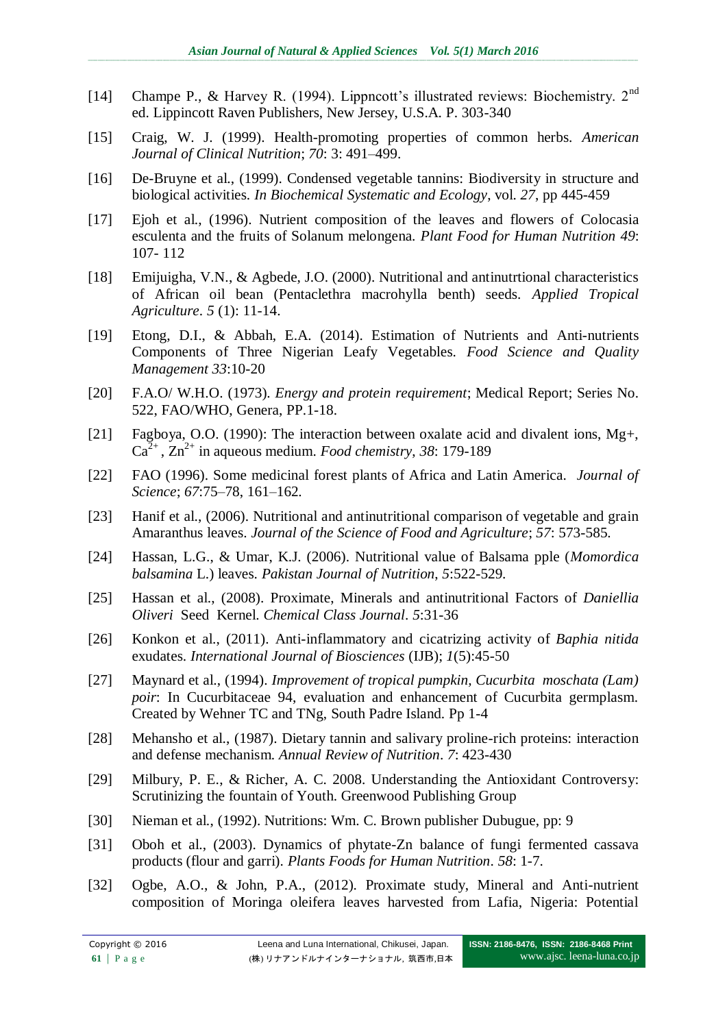[14] Champe P., & Harvey R. (1994). Lippncott's illustrated reviews: Biochemistry. 2nd ed. Lippincott Raven Publishers, New Jersey, U.S.A. P. 303-340

[15] Craig, W. J. (1999). Health-promoting properties of common herbs. *American Journal of Clinical Nutrition*; *70*: 3: 491–499.

[16] De-Bruyne et al., (1999). Condensed vegetable tannins: Biodiversity in structure and biological activities. *In Biochemical Systematic and Ecology*, vol. *27*, pp 445-459

[17] Ejoh et al., (1996). Nutrient composition of the leaves and flowers of Colocasia esculenta and the fruits of Solanum melongena. *Plant Food for Human Nutrition 49*: 107- 112

[18] Emijuigha, V.N., & Agbede, J.O. (2000). Nutritional and antinutrtional characteristics of African oil bean (Pentaclethra macrohylla benth) seeds. *Applied Tropical Agriculture*. *5* (1): 11-14.

[19] Etong, D.I., & Abbah, E.A. (2014). Estimation of Nutrients and Anti-nutrients Components of Three Nigerian Leafy Vegetables. *Food Science and Quality Management 33*:10-20

[20] F.A.O/ W.H.O. (1973). *Energy and protein requirement*; Medical Report; Series No. 522, FAO/WHO, Genera, PP.1-18.

[21] Fagboya, O.O. (1990): The interaction between oxalate acid and divalent ions, Mg+, $Ca^{2+}$, $Zn^{2+}$ in aqueous medium. *Food chemistry*, *38*: 179-189

[22] FAO (1996). Some medicinal forest plants of Africa and Latin America. *Journal of Science*; *67*:75–78, 161–162.

[23] Hanif et al., (2006). Nutritional and antinutritional comparison of vegetable and grain Amaranthus leaves. *Journal of the Science of Food and Agriculture*; *57*: 573-585.

[24] Hassan, L.G., & Umar, K.J. (2006). Nutritional value of Balsama pple (*Momordica balsamina* L.) leaves. *Pakistan Journal of Nutrition*, *5*:522-529.

[25] Hassan et al., (2008). Proximate, Minerals and antinutritional Factors of *Daniellia Oliveri* Seed Kernel. *Chemical Class Journal*. *5*:31-36

[26] Konkon et al., (2011). Anti-inflammatory and cicatrizing activity of *Baphia nitida* exudates. *International Journal of Biosciences* (IJB); *1*(5):45-50

[27] Maynard et al., (1994). *Improvement of tropical pumpkin, Cucurbita moschata (Lam) poir*: In Cucurbitaceae 94, evaluation and enhancement of Cucurbita germplasm. Created by Wehner TC and TNg, South Padre Island. Pp 1-4

[28] Mehansho et al., (1987). Dietary tannin and salivary proline-rich proteins: interaction and defense mechanism. *Annual Review of Nutrition*. *7*: 423-430

[29] Milbury, P. E., & Richer, A. C. 2008. Understanding the Antioxidant Controversy: Scrutinizing the fountain of Youth. Greenwood Publishing Group

[30] Nieman et al., (1992). Nutritions: Wm. C. Brown publisher Dubugue, pp: 9

[31] Oboh et al., (2003). Dynamics of phytate-Zn balance of fungi fermented cassava products (flour and garri). *Plants Foods for Human Nutrition*. *58*: 1-7.

[32] Ogbe, A.O., & John, P.A., (2012). Proximate study, Mineral and Anti-nutrient composition of Moringa oleifera leaves harvested from Lafia, Nigeria: Potential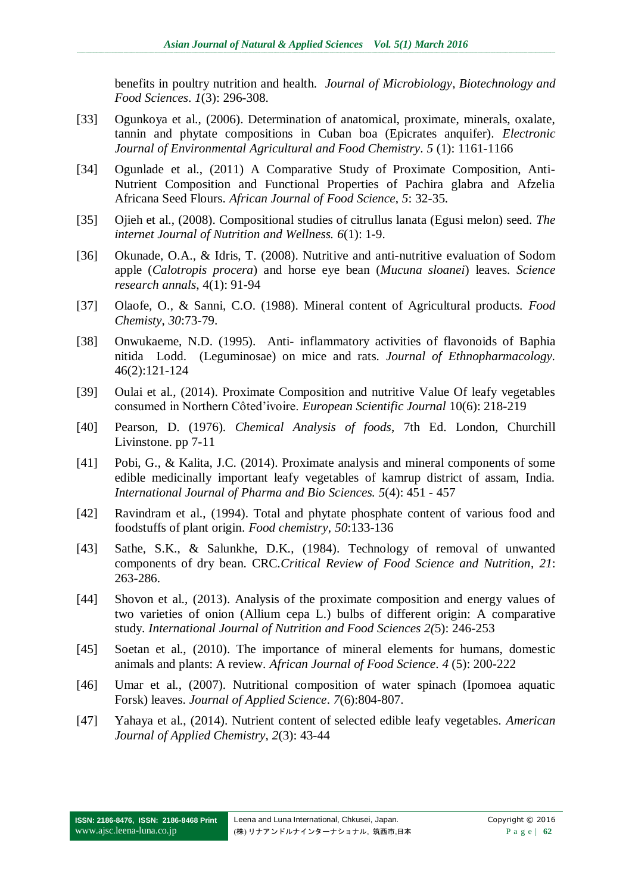benefits in poultry nutrition and health. *Journal of Microbiology, Biotechnology and Food Sciences*. *1*(3): 296-308.

[33] Ogunkoya et al., (2006). Determination of anatomical, proximate, minerals, oxalate, tannin and phytate compositions in Cuban boa (Epicrates anquifer). *Electronic Journal of Environmental Agricultural and Food Chemistry*. *5* (1): 1161-1166

[34] Ogunlade et al., (2011) A Comparative Study of Proximate Composition, Anti-Nutrient Composition and Functional Properties of Pachira glabra and Afzelia Africana Seed Flours. *African Journal of Food Science*, *5*: 32-35.

[35] Ojieh et al., (2008). Compositional studies of citrullus lanata (Egusi melon) seed. *The internet Journal of Nutrition and Wellness. 6*(1): 1-9.

[36] Okunade, O.A., & Idris, T. (2008). Nutritive and anti-nutritive evaluation of Sodom apple (*Calotropis procera*) and horse eye bean (*Mucuna sloanei*) leaves. *Science research annals*, 4(1): 91-94

[37] Olaofe, O., & Sanni, C.O. (1988). Mineral content of Agricultural products. *Food Chemisty*, *30*:73-79.

[38] Onwukaeme, N.D. (1995). Anti- inflammatory activities of flavonoids of Baphia nitida Lodd. (Leguminosae) on mice and rats. *Journal of Ethnopharmacology.* 46(2):121-124

[39] Oulai et al., (2014). Proximate Composition and nutritive Value Of leafy vegetables consumed in Northern Côted'ivoire. *European Scientific Journal* 10(6): 218-219

[40] Pearson, D. (1976). *Chemical Analysis of foods*, 7th Ed. London, Churchill Livinstone. pp 7-11

[41] Pobi, G., & Kalita, J.C. (2014). Proximate analysis and mineral components of some edible medicinally important leafy vegetables of kamrup district of assam, India. *International Journal of Pharma and Bio Sciences. 5*(4): 451 - 457

[42] Ravindram et al., (1994). Total and phytate phosphate content of various food and foodstuffs of plant origin. *Food chemistry*, *50*:133-136

[43] Sathe, S.K., & Salunkhe, D.K., (1984). Technology of removal of unwanted components of dry bean. CRC.*Critical Review of Food Science and Nutrition*, *21*: 263-286.

[44] Shovon et al., (2013). Analysis of the proximate composition and energy values of two varieties of onion (Allium cepa L.) bulbs of different origin: A comparative study. *International Journal of Nutrition and Food Sciences 2(*5): 246-253

[45] Soetan et al., (2010). The importance of mineral elements for humans, domestic animals and plants: A review. *African Journal of Food Science*. *4* (5): 200-222

[46] Umar et al., (2007). Nutritional composition of water spinach (Ipomoea aquatic Forsk) leaves. *Journal of Applied Science*. *7*(6):804-807.

[47] Yahaya et al., (2014). Nutrient content of selected edible leafy vegetables. *American Journal of Applied Chemistry*, *2*(3): 43-44